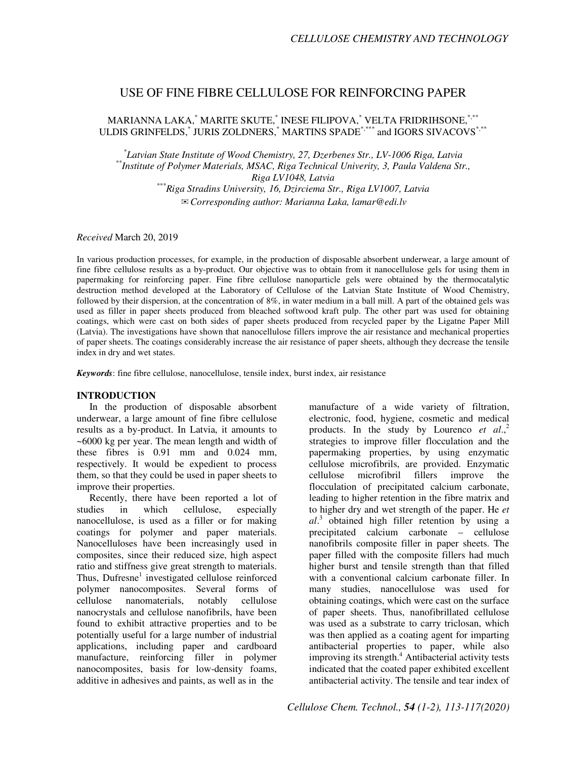# USE OF FINE FIBRE CELLULOSE FOR REINFORCING PAPER

MARIANNA LAKA,[*] MARITE SKUTE,[*] INESE FILIPOVA,[*] VELTA FRIDRIHSONE,[*,**] ULDIS GRINFELDS,[*] JURIS ZOLDNERS,[*] MARTINS SPADE[*,***] and IGORS SIVACOVS[*,**]

*[*]Latvian State Institute of Wood Chemistry, 27, Dzerbenes Str., LV-1006 Riga, Latvia*
*[**]Institute of Polymer Materials, MSAC, Riga Technical Univerity, 3, Paula Valdena Str., Riga LV1048, Latvia*
*[***]Riga Stradins University, 16, Dzirciema Str., Riga LV1007, Latvia*
*✉Corresponding author: Marianna Laka, lamar@edi.lv*

*Received* March 20, 2019

In various production processes, for example, in the production of disposable absorbent underwear, a large amount of fine fibre cellulose results as a by-product. Our objective was to obtain from it nanocellulose gels for using them in papermaking for reinforcing paper. Fine fibre cellulose nanoparticle gels were obtained by the thermocatalytic destruction method developed at the Laboratory of Cellulose of the Latvian State Institute of Wood Chemistry, followed by their dispersion, at the concentration of 8%, in water medium in a ball mill. A part of the obtained gels was used as filler in paper sheets produced from bleached softwood kraft pulp. The other part was used for obtaining coatings, which were cast on both sides of paper sheets produced from recycled paper by the Ligatne Paper Mill (Latvia). The investigations have shown that nanocellulose fillers improve the air resistance and mechanical properties of paper sheets. The coatings considerably increase the air resistance of paper sheets, although they decrease the tensile index in dry and wet states.

***Keywords***: fine fibre cellulose, nanocellulose, tensile index, burst index, air resistance

## INTRODUCTION

In the production of disposable absorbent underwear, a large amount of fine fibre cellulose results as a by-product. In Latvia, it amounts to ~6000 kg per year. The mean length and width of these fibres is 0.91 mm and 0.024 mm, respectively. It would be expedient to process them, so that they could be used in paper sheets to improve their properties.

Recently, there have been reported a lot of studies in which cellulose, especially nanocellulose, is used as a filler or for making coatings for polymer and paper materials. Nanocelluloses have been increasingly used in composites, since their reduced size, high aspect ratio and stiffness give great strength to materials. Thus, Dufresne[1] investigated cellulose reinforced polymer nanocomposites. Several forms of cellulose nanomaterials, notably cellulose nanocrystals and cellulose nanofibrils, have been found to exhibit attractive properties and to be potentially useful for a large number of industrial applications, including paper and cardboard manufacture, reinforcing filler in polymer nanocomposites, basis for low-density foams, additive in adhesives and paints, as well as in the manufacture of a wide variety of filtration, electronic, food, hygiene, cosmetic and medical products. In the study by Lourenco *et al*.,[2] strategies to improve filler flocculation and the papermaking properties, by using enzymatic cellulose microfibrils, are provided. Enzymatic cellulose microfibril fillers improve the flocculation of precipitated calcium carbonate, leading to higher retention in the fibre matrix and to higher dry and wet strength of the paper. He *et al*.[3] obtained high filler retention by using a precipitated calcium carbonate – cellulose nanofibrils composite filler in paper sheets. The paper filled with the composite fillers had much higher burst and tensile strength than that filled with a conventional calcium carbonate filler. In many studies, nanocellulose was used for obtaining coatings, which were cast on the surface of paper sheets. Thus, nanofibrillated cellulose was used as a substrate to carry triclosan, which was then applied as a coating agent for imparting antibacterial properties to paper, while also improving its strength.[4] Antibacterial activity tests indicated that the coated paper exhibited excellent antibacterial activity. The tensile and tear index of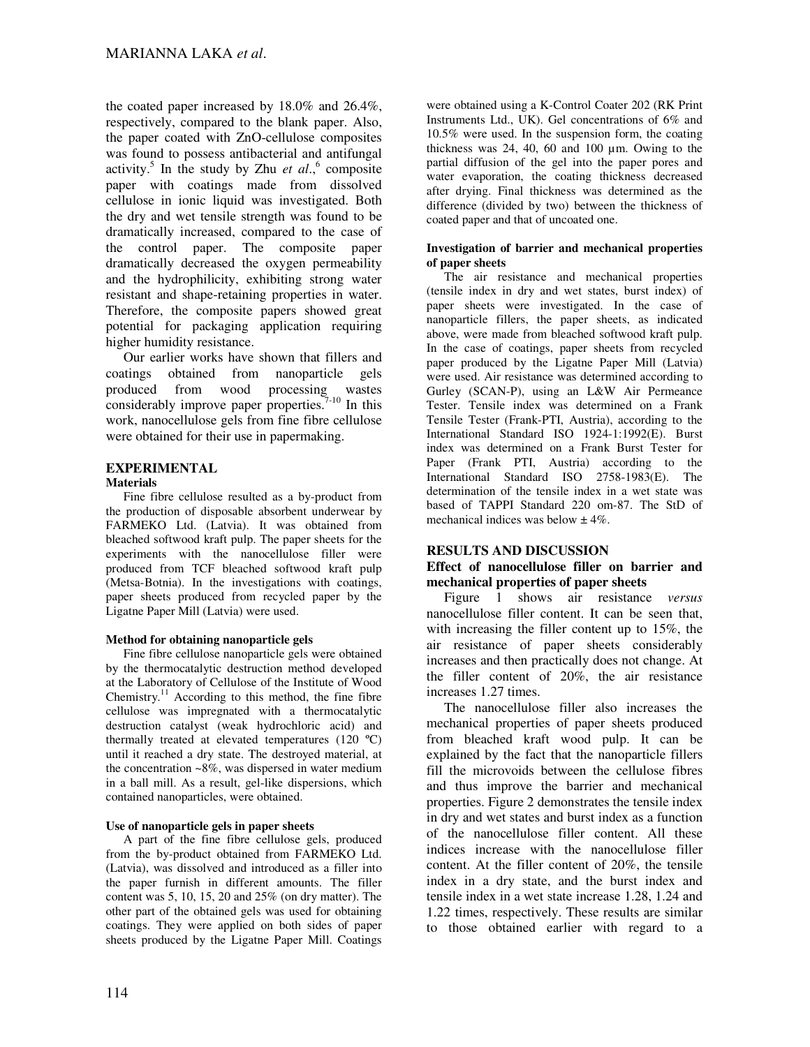the coated paper increased by 18.0% and 26.4%, respectively, compared to the blank paper. Also, the paper coated with ZnO-cellulose composites was found to possess antibacterial and antifungal activity.[5] In the study by Zhu *et al*.,[6] composite paper with coatings made from dissolved cellulose in ionic liquid was investigated. Both the dry and wet tensile strength was found to be dramatically increased, compared to the case of the control paper. The composite paper dramatically decreased the oxygen permeability and the hydrophilicity, exhibiting strong water resistant and shape-retaining properties in water. Therefore, the composite papers showed great potential for packaging application requiring higher humidity resistance.

Our earlier works have shown that fillers and coatings obtained from nanoparticle gels produced from wood processing wastes considerably improve paper properties.[7-10] In this work, nanocellulose gels from fine fibre cellulose were obtained for their use in papermaking.

## EXPERIMENTAL

### Materials

Fine fibre cellulose resulted as a by-product from the production of disposable absorbent underwear by FARMEKO Ltd. (Latvia). It was obtained from bleached softwood kraft pulp. The paper sheets for the experiments with the nanocellulose filler were produced from TCF bleached softwood kraft pulp (Metsa-Botnia). In the investigations with coatings, paper sheets produced from recycled paper by the Ligatne Paper Mill (Latvia) were used.

#### Method for obtaining nanoparticle gels

Fine fibre cellulose nanoparticle gels were obtained by the thermocatalytic destruction method developed at the Laboratory of Cellulose of the Institute of Wood Chemistry.[11] According to this method, the fine fibre cellulose was impregnated with a thermocatalytic destruction catalyst (weak hydrochloric acid) and thermally treated at elevated temperatures (120 ºC) until it reached a dry state. The destroyed material, at the concentration ~8%, was dispersed in water medium in a ball mill. As a result, gel-like dispersions, which contained nanoparticles, were obtained.

#### Use of nanoparticle gels in paper sheets

A part of the fine fibre cellulose gels, produced from the by-product obtained from FARMEKO Ltd. (Latvia), was dissolved and introduced as a filler into the paper furnish in different amounts. The filler content was 5, 10, 15, 20 and 25% (on dry matter). The other part of the obtained gels was used for obtaining coatings. They were applied on both sides of paper sheets produced by the Ligatne Paper Mill. Coatings were obtained using a K-Control Coater 202 (RK Print Instruments Ltd., UK). Gel concentrations of 6% and 10.5% were used. In the suspension form, the coating thickness was 24, 40, 60 and 100 µm. Owing to the partial diffusion of the gel into the paper pores and water evaporation, the coating thickness decreased after drying. Final thickness was determined as the difference (divided by two) between the thickness of coated paper and that of uncoated one.

#### Investigation of barrier and mechanical properties of paper sheets

The air resistance and mechanical properties (tensile index in dry and wet states, burst index) of paper sheets were investigated. In the case of nanoparticle fillers, the paper sheets, as indicated above, were made from bleached softwood kraft pulp. In the case of coatings, paper sheets from recycled paper produced by the Ligatne Paper Mill (Latvia) were used. Air resistance was determined according to Gurley (SCAN-P), using an L&W Air Permeance Tester. Tensile index was determined on a Frank Tensile Tester (Frank-PTI, Austria), according to the International Standard ISO 1924-1:1992(E). Burst index was determined on a Frank Burst Tester for Paper (Frank PTI, Austria) according to the International Standard ISO 2758-1983(E). The determination of the tensile index in a wet state was based of TAPPI Standard 220 om-87. The StD of mechanical indices was below ± 4%.

## RESULTS AND DISCUSSION

### Effect of nanocellulose filler on barrier and mechanical properties of paper sheets

Figure 1 shows air resistance *versus* nanocellulose filler content. It can be seen that, with increasing the filler content up to 15%, the air resistance of paper sheets considerably increases and then practically does not change. At the filler content of 20%, the air resistance increases 1.27 times.

The nanocellulose filler also increases the mechanical properties of paper sheets produced from bleached kraft wood pulp. It can be explained by the fact that the nanoparticle fillers fill the microvoids between the cellulose fibres and thus improve the barrier and mechanical properties. Figure 2 demonstrates the tensile index in dry and wet states and burst index as a function of the nanocellulose filler content. All these indices increase with the nanocellulose filler content. At the filler content of 20%, the tensile index in a dry state, and the burst index and tensile index in a wet state increase 1.28, 1.24 and 1.22 times, respectively. These results are similar to those obtained earlier with regard to a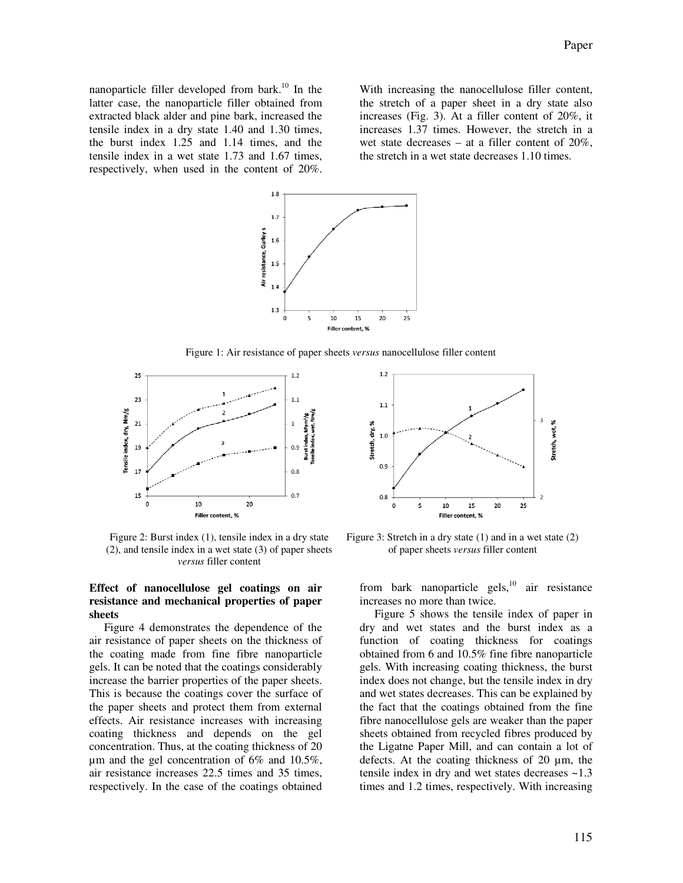nanoparticle filler developed from bark.[10] In the latter case, the nanoparticle filler obtained from extracted black alder and pine bark, increased the tensile index in a dry state 1.40 and 1.30 times, the burst index 1.25 and 1.14 times, and the tensile index in a wet state 1.73 and 1.67 times, respectively, when used in the content of 20%.

With increasing the nanocellulose filler content, the stretch of a paper sheet in a dry state also increases (Fig. 3). At a filler content of 20%, it increases 1.37 times. However, the stretch in a wet state decreases – at a filler content of 20%, the stretch in a wet state decreases 1.10 times.

Figure 1: Air resistance of paper sheets *versus* nanocellulose filler content

Figure 2: Burst index (1), tensile index in a dry state (2), and tensile index in a wet state (3) of paper sheets *versus* filler content

Figure 3: Stretch in a dry state (1) and in a wet state (2) of paper sheets *versus* filler content

**Effect of nanocellulose gel coatings on air resistance and mechanical properties of paper sheets**

Figure 4 demonstrates the dependence of the air resistance of paper sheets on the thickness of the coating made from fine fibre nanoparticle gels. It can be noted that the coatings considerably increase the barrier properties of the paper sheets. This is because the coatings cover the surface of the paper sheets and protect them from external effects. Air resistance increases with increasing coating thickness and depends on the gel concentration. Thus, at the coating thickness of 20 µm and the gel concentration of 6% and 10.5%, air resistance increases 22.5 times and 35 times, respectively. In the case of the coatings obtained from bark nanoparticle gels,[10] air resistance increases no more than twice.

Figure 5 shows the tensile index of paper in dry and wet states and the burst index as a function of coating thickness for coatings obtained from 6 and 10.5% fine fibre nanoparticle gels. With increasing coating thickness, the burst index does not change, but the tensile index in dry and wet states decreases. This can be explained by the fact that the coatings obtained from the fine fibre nanocellulose gels are weaker than the paper sheets obtained from recycled fibres produced by the Ligatne Paper Mill, and can contain a lot of defects. At the coating thickness of 20 µm, the tensile index in dry and wet states decreases ~1.3 times and 1.2 times, respectively. With increasing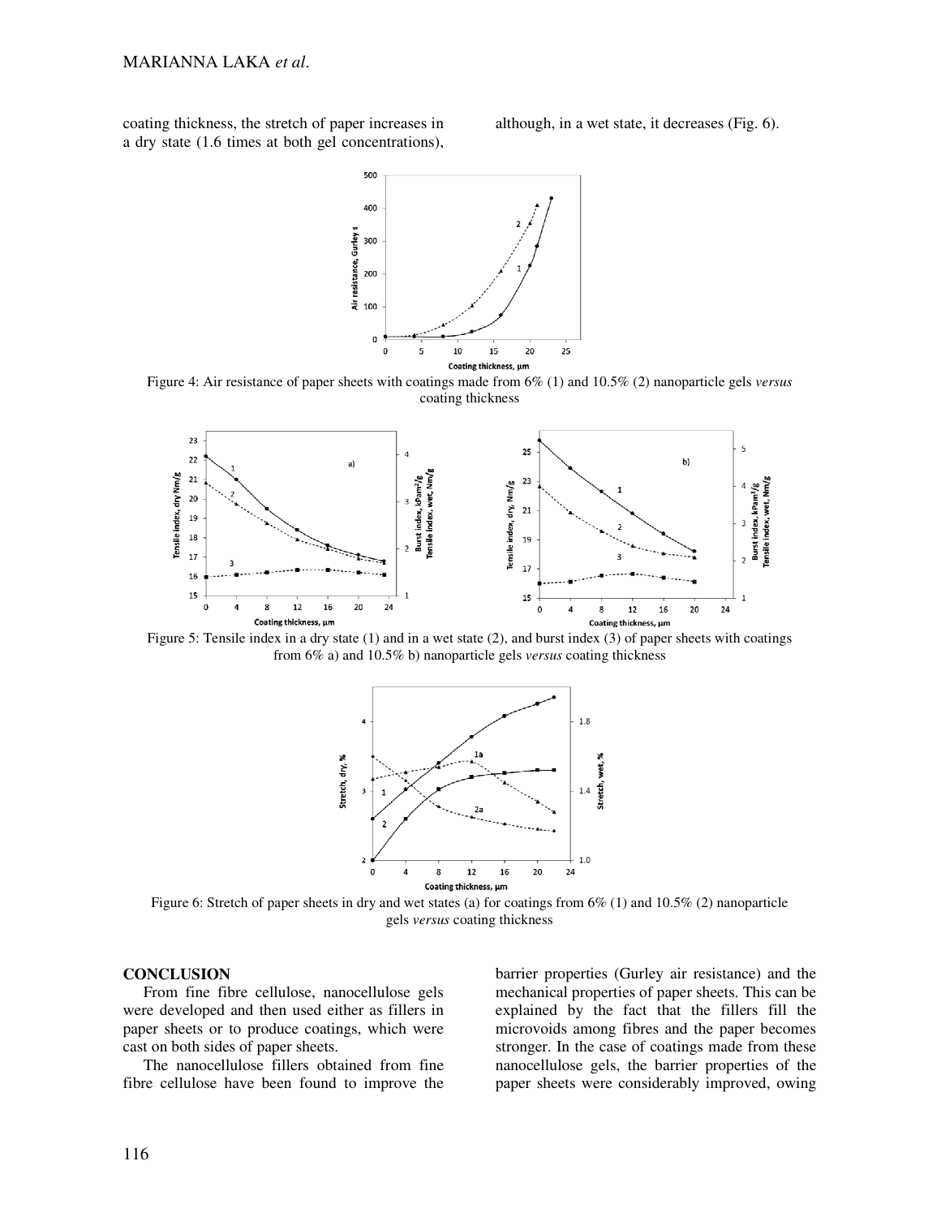coating thickness, the stretch of paper increases in a dry state (1.6 times at both gel concentrations), although, in a wet state, it decreases (Fig. 6).

Figure 4: Air resistance of paper sheets with coatings made from 6% (1) and 10.5% (2) nanoparticle gels *versus* coating thickness

Figure 5: Tensile index in a dry state (1) and in a wet state (2), and burst index (3) of paper sheets with coatings from 6% a) and 10.5% b) nanoparticle gels *versus* coating thickness

Figure 6: Stretch of paper sheets in dry and wet states (a) for coatings from 6% (1) and 10.5% (2) nanoparticle gels *versus* coating thickness

## CONCLUSION

From fine fibre cellulose, nanocellulose gels were developed and then used either as fillers in paper sheets or to produce coatings, which were cast on both sides of paper sheets.

The nanocellulose fillers obtained from fine fibre cellulose have been found to improve the barrier properties (Gurley air resistance) and the mechanical properties of paper sheets. This can be explained by the fact that the fillers fill the microvoids among fibres and the paper becomes stronger. In the case of coatings made from these nanocellulose gels, the barrier properties of the paper sheets were considerably improved, owing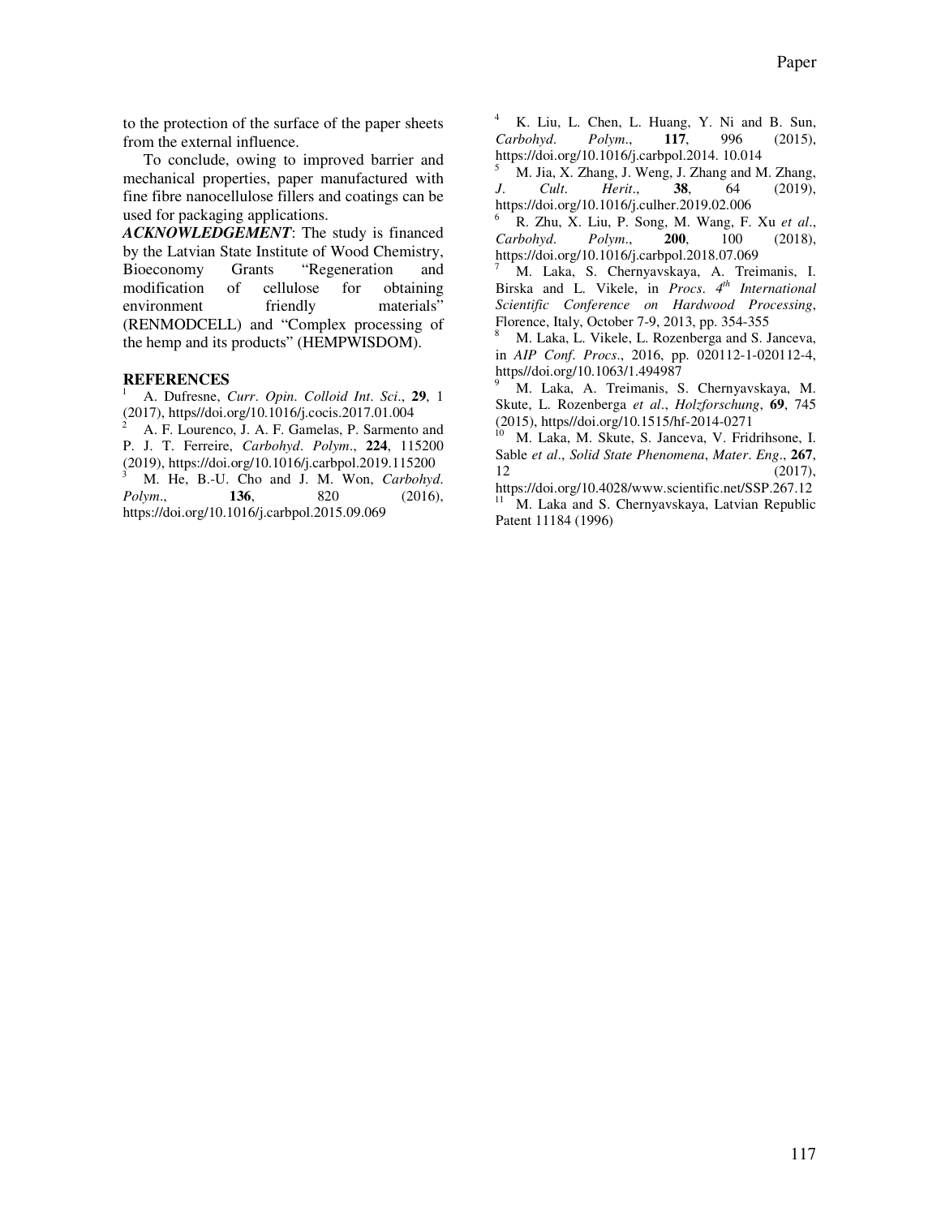to the protection of the surface of the paper sheets from the external influence.

To conclude, owing to improved barrier and mechanical properties, paper manufactured with fine fibre nanocellulose fillers and coatings can be used for packaging applications.

***ACKNOWLEDGEMENT***: The study is financed by the Latvian State Institute of Wood Chemistry, Bioeconomy Grants "Regeneration and modification of cellulose for obtaining environment friendly materials" (RENMODCELL) and "Complex processing of the hemp and its products" (HEMPWISDOM).

## REFERENCES

[1] A. Dufresne, *Curr. Opin. Colloid Int. Sci.*, **29**, 1 (2017), https//doi.org/10.1016/j.cocis.2017.01.004

[2] A. F. Lourenco, J. A. F. Gamelas, P. Sarmento and P. J. T. Ferreire, *Carbohyd. Polym.*, **224**, 115200 (2019), https://doi.org/10.1016/j.carbpol.2019.115200

[3] M. He, B.-U. Cho and J. M. Won, *Carbohyd. Polym.*, **136**, 820 (2016), https://doi.org/10.1016/j.carbpol.2015.09.069

[4] K. Liu, L. Chen, L. Huang, Y. Ni and B. Sun, *Carbohyd. Polym.*, **117**, 996 (2015), https://doi.org/10.1016/j.carbpol.2014. 10.014

[5] M. Jia, X. Zhang, J. Weng, J. Zhang and M. Zhang, *J. Cult. Herit.*, **38**, 64 (2019), https://doi.org/10.1016/j.culher.2019.02.006

[6] R. Zhu, X. Liu, P. Song, M. Wang, F. Xu *et al.*, *Carbohyd. Polym.*, **200**, 100 (2018), https://doi.org/10.1016/j.carbpol.2018.07.069

[7] M. Laka, S. Chernyavskaya, A. Treimanis, I. Birska and L. Vikele, in *Procs. 4th International Scientific Conference on Hardwood Processing*, Florence, Italy, October 7-9, 2013, pp. 354-355

[8] M. Laka, L. Vikele, L. Rozenberga and S. Janceva, in *AIP Conf. Procs.*, 2016, pp. 020112-1-020112-4, https//doi.org/10.1063/1.494987

[9] M. Laka, A. Treimanis, S. Chernyavskaya, M. Skute, L. Rozenberga *et al.*, *Holzforschung*, **69**, 745 (2015), https//doi.org/10.1515/hf-2014-0271

[10] M. Laka, M. Skute, S. Janceva, V. Fridrihsone, I. Sable *et al.*, *Solid State Phenomena*, *Mater. Eng.*, **267**, 12 (2017), https://doi.org/10.4028/www.scientific.net/SSP.267.12

[11] M. Laka and S. Chernyavskaya, Latvian Republic Patent 11184 (1996)